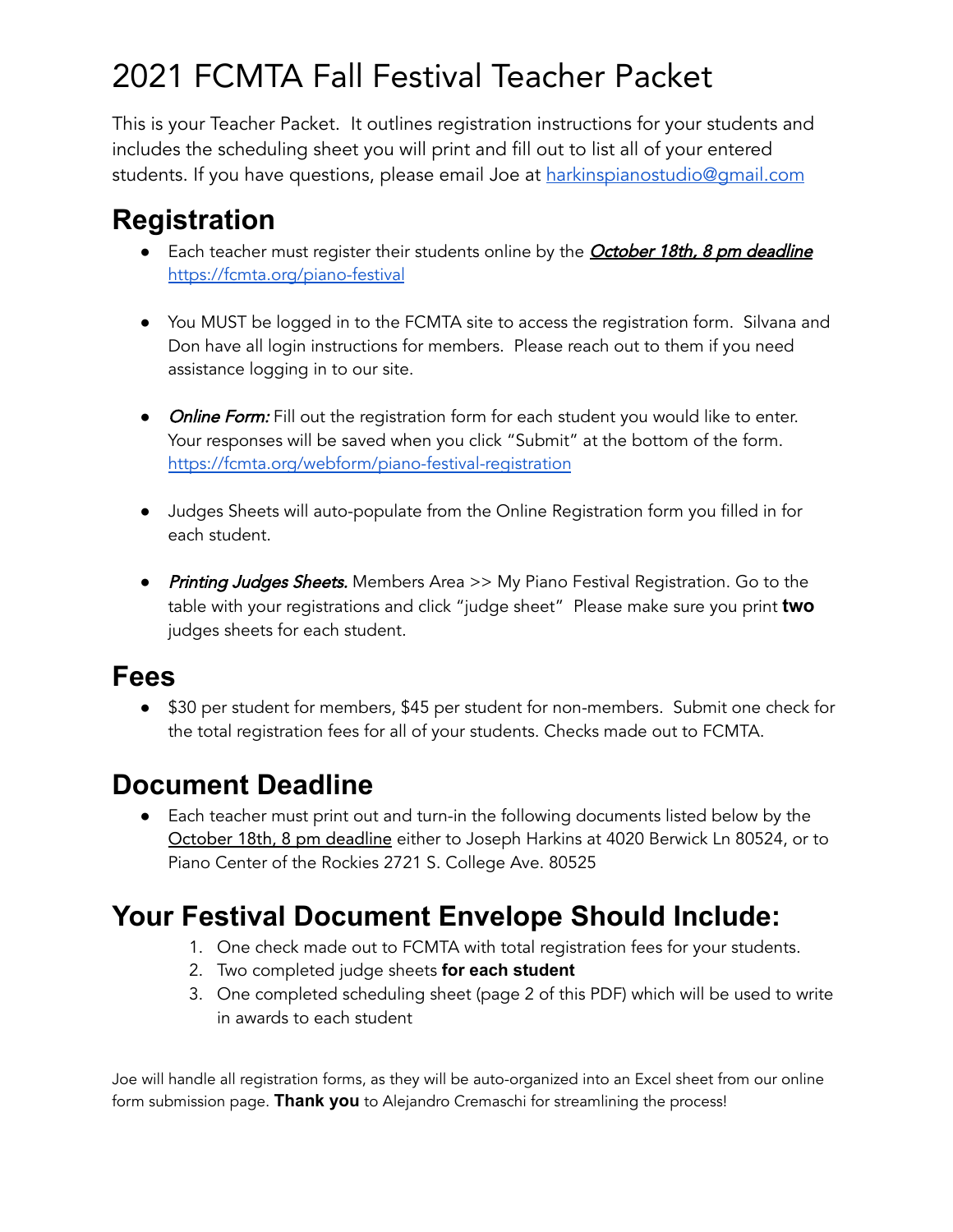# 2021 FCMTA Fall Festival Teacher Packet

This is your Teacher Packet. It outlines registration instructions for your students and includes the scheduling sheet you will print and fill out to list all of your entered students. If you have questions, please email Joe at harkinspianostudio@gmail.com

## Registration

- Each teacher must register their students online by the ***October 18th, 8 pm deadline*** https://fcmta.org/piano-festival
- You MUST be logged in to the FCMTA site to access the registration form. Silvana and Don have all login instructions for members. Please reach out to them if you need assistance logging in to our site.
- *Online Form:* Fill out the registration form for each student you would like to enter. Your responses will be saved when you click "Submit" at the bottom of the form. https://fcmta.org/webform/piano-festival-registration
- Judges Sheets will auto-populate from the Online Registration form you filled in for each student.
- *Printing Judges Sheets.* Members Area >> My Piano Festival Registration. Go to the table with your registrations and click "judge sheet" Please make sure you print **two** judges sheets for each student.

## Fees

- $30 per student for members, $45 per student for non-members. Submit one check for the total registration fees for all of your students. Checks made out to FCMTA.

## Document Deadline

- Each teacher must print out and turn-in the following documents listed below by the October 18th, 8 pm deadline either to Joseph Harkins at 4020 Berwick Ln 80524, or to Piano Center of the Rockies 2721 S. College Ave. 80525

## Your Festival Document Envelope Should Include:

1. One check made out to FCMTA with total registration fees for your students.
2. Two completed judge sheets **for each student**
3. One completed scheduling sheet (page 2 of this PDF) which will be used to write in awards to each student

Joe will handle all registration forms, as they will be auto-organized into an Excel sheet from our online form submission page. **Thank you** to Alejandro Cremaschi for streamlining the process!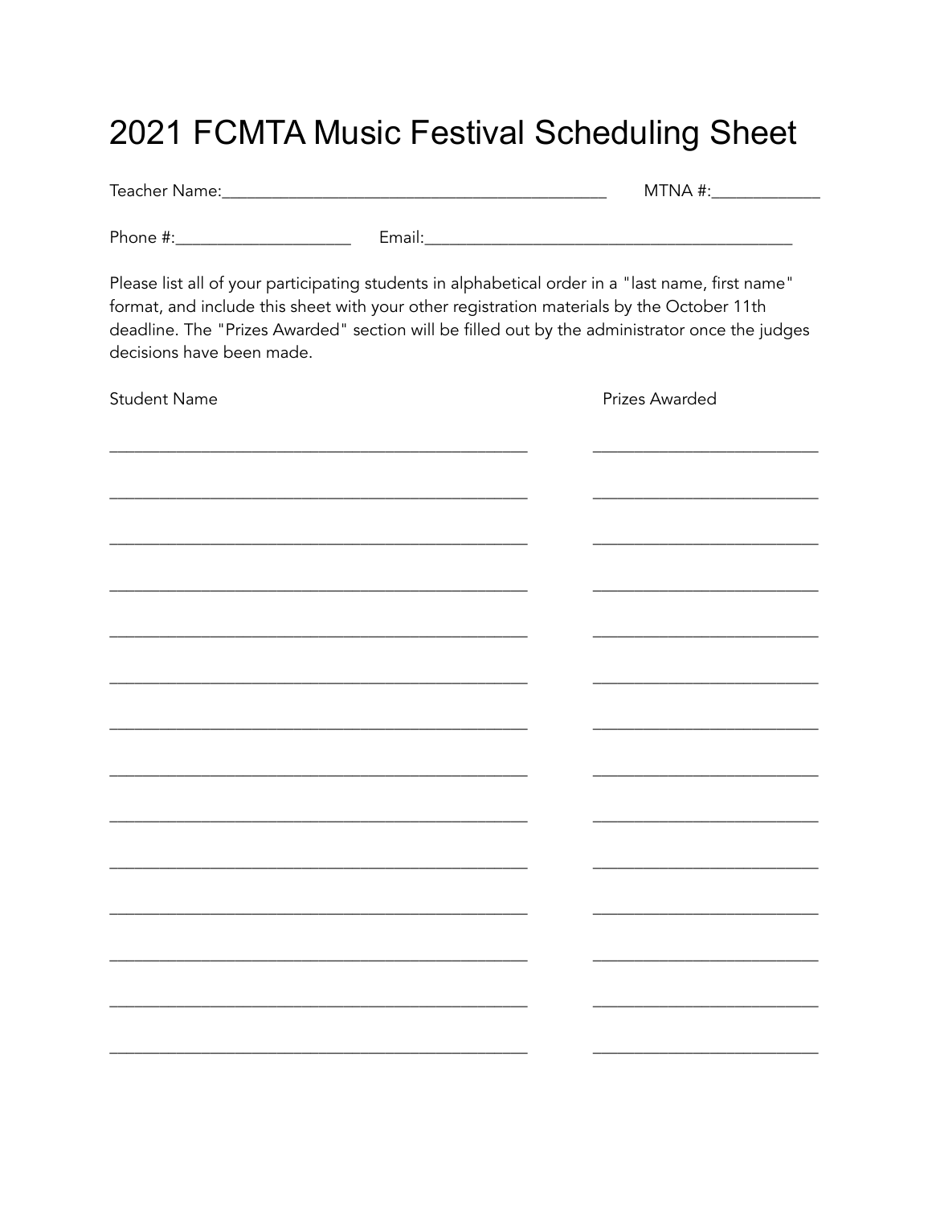# 2021 FCMTA Music Festival Scheduling Sheet

Teacher Name:_____________________________________________ MTNA #:____________

Phone #:____________________ Email:__________________________________________

Please list all of your participating students in alphabetical order in a "last name, first name" format, and include this sheet with your other registration materials by the October 11th deadline. The "Prizes Awarded" section will be filled out by the administrator once the judges decisions have been made.

| Student Name | Prizes Awarded |
| --- | --- |
| ________________________________________________ | __________________________ |
| ________________________________________________ | __________________________ |
| ________________________________________________ | __________________________ |
| ________________________________________________ | __________________________ |
| ________________________________________________ | __________________________ |
| ________________________________________________ | __________________________ |
| ________________________________________________ | __________________________ |
| ________________________________________________ | __________________________ |
| ________________________________________________ | __________________________ |
| ________________________________________________ | __________________________ |
| ________________________________________________ | __________________________ |
| ________________________________________________ | __________________________ |
| ________________________________________________ | __________________________ |
| ________________________________________________ | __________________________ |